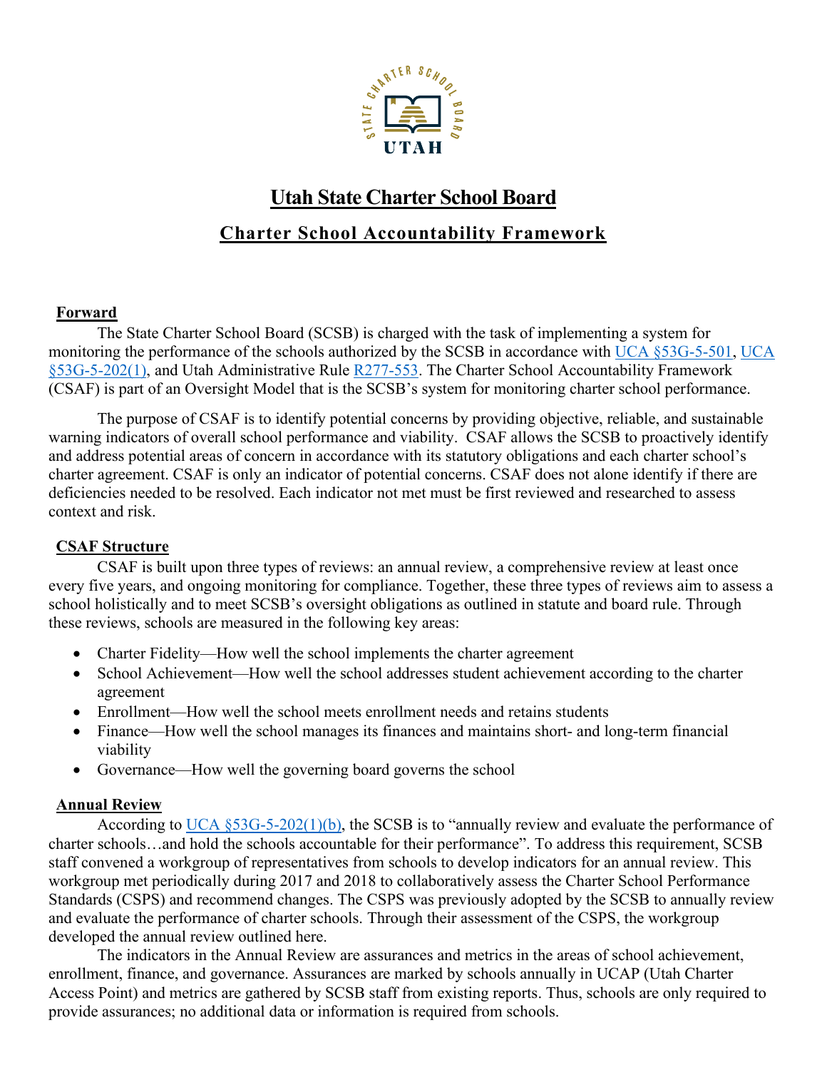# Utah State Charter School Board

## Charter School Accountability Framework

### Forward

The State Charter School Board (SCSB) is charged with the task of implementing a system for monitoring the performance of the schools authorized by the SCSB in accordance with UCA §53G-5-501, UCA §53G-5-202(1), and Utah Administrative Rule R277-553. The Charter School Accountability Framework (CSAF) is part of an Oversight Model that is the SCSB's system for monitoring charter school performance.

The purpose of CSAF is to identify potential concerns by providing objective, reliable, and sustainable warning indicators of overall school performance and viability. CSAF allows the SCSB to proactively identify and address potential areas of concern in accordance with its statutory obligations and each charter school's charter agreement. CSAF is only an indicator of potential concerns. CSAF does not alone identify if there are deficiencies needed to be resolved. Each indicator not met must be first reviewed and researched to assess context and risk.

### CSAF Structure

CSAF is built upon three types of reviews: an annual review, a comprehensive review at least once every five years, and ongoing monitoring for compliance. Together, these three types of reviews aim to assess a school holistically and to meet SCSB's oversight obligations as outlined in statute and board rule. Through these reviews, schools are measured in the following key areas:

- Charter Fidelity—How well the school implements the charter agreement
- School Achievement—How well the school addresses student achievement according to the charter agreement
- Enrollment—How well the school meets enrollment needs and retains students
- Finance—How well the school manages its finances and maintains short- and long-term financial viability
- Governance—How well the governing board governs the school

### Annual Review

According to UCA §53G-5-202(1)(b), the SCSB is to "annually review and evaluate the performance of charter schools…and hold the schools accountable for their performance". To address this requirement, SCSB staff convened a workgroup of representatives from schools to develop indicators for an annual review. This workgroup met periodically during 2017 and 2018 to collaboratively assess the Charter School Performance Standards (CSPS) and recommend changes. The CSPS was previously adopted by the SCSB to annually review and evaluate the performance of charter schools. Through their assessment of the CSPS, the workgroup developed the annual review outlined here.

The indicators in the Annual Review are assurances and metrics in the areas of school achievement, enrollment, finance, and governance. Assurances are marked by schools annually in UCAP (Utah Charter Access Point) and metrics are gathered by SCSB staff from existing reports. Thus, schools are only required to provide assurances; no additional data or information is required from schools.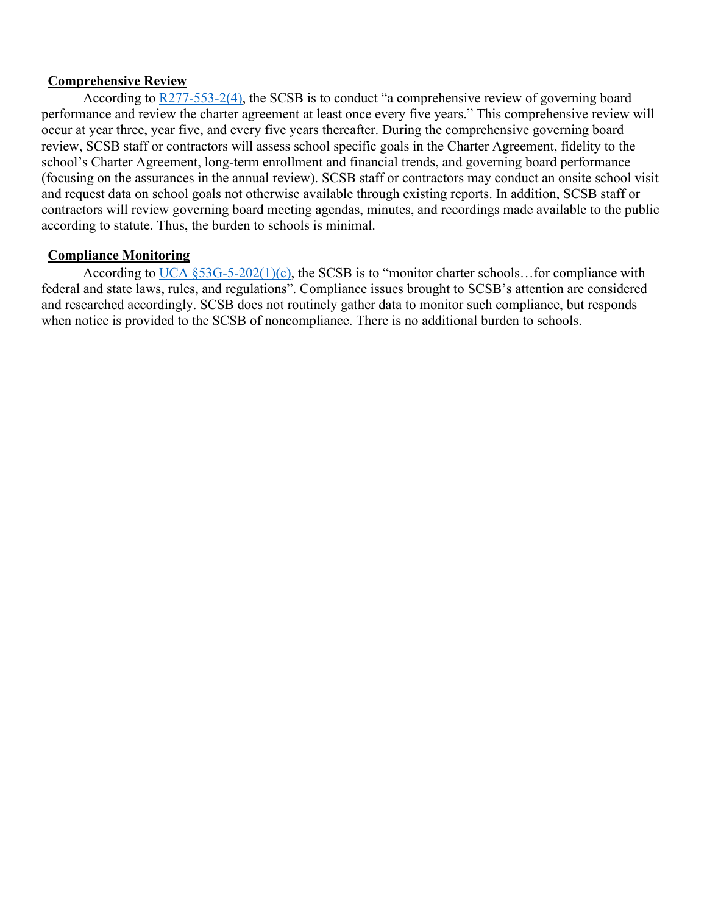**Comprehensive Review**

According to R277-553-2(4), the SCSB is to conduct "a comprehensive review of governing board performance and review the charter agreement at least once every five years." This comprehensive review will occur at year three, year five, and every five years thereafter. During the comprehensive governing board review, SCSB staff or contractors will assess school specific goals in the Charter Agreement, fidelity to the school's Charter Agreement, long-term enrollment and financial trends, and governing board performance (focusing on the assurances in the annual review). SCSB staff or contractors may conduct an onsite school visit and request data on school goals not otherwise available through existing reports. In addition, SCSB staff or contractors will review governing board meeting agendas, minutes, and recordings made available to the public according to statute. Thus, the burden to schools is minimal.

**Compliance Monitoring**

According to UCA §53G-5-202(1)(c), the SCSB is to "monitor charter schools…for compliance with federal and state laws, rules, and regulations". Compliance issues brought to SCSB's attention are considered and researched accordingly. SCSB does not routinely gather data to monitor such compliance, but responds when notice is provided to the SCSB of noncompliance. There is no additional burden to schools.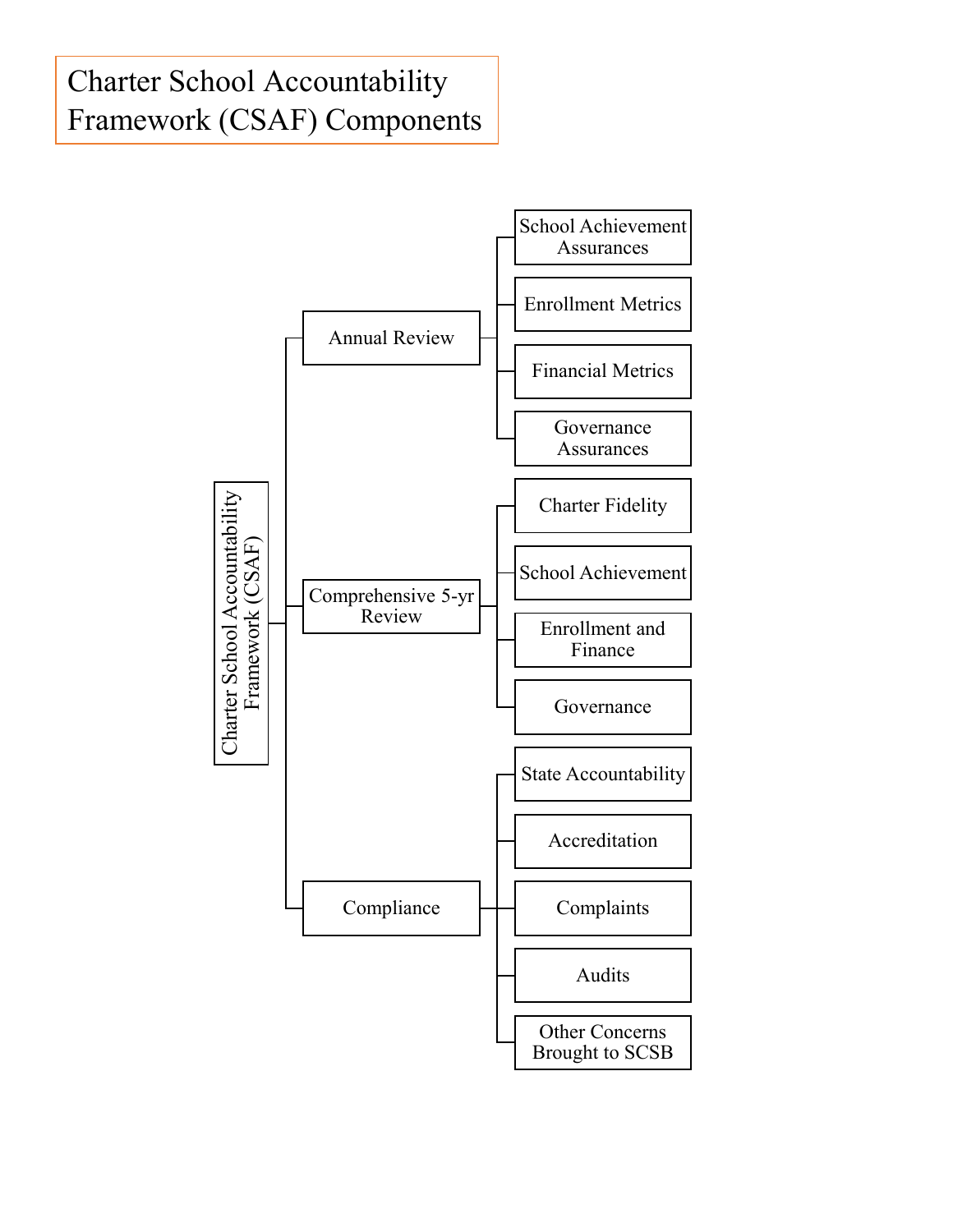# Charter School Accountability Framework (CSAF) Components

- **Charter School Accountability Framework (CSAF)**
  - **Annual Review**
    - School Achievement Assurances
    - Enrollment Metrics
    - Financial Metrics
    - Governance Assurances
  - **Comprehensive 5-yr Review**
    - Charter Fidelity
    - School Achievement
    - Enrollment and Finance
    - Governance
  - **Compliance**
    - State Accountability
    - Accreditation
    - Complaints
    - Audits
    - Other Concerns Brought to SCSB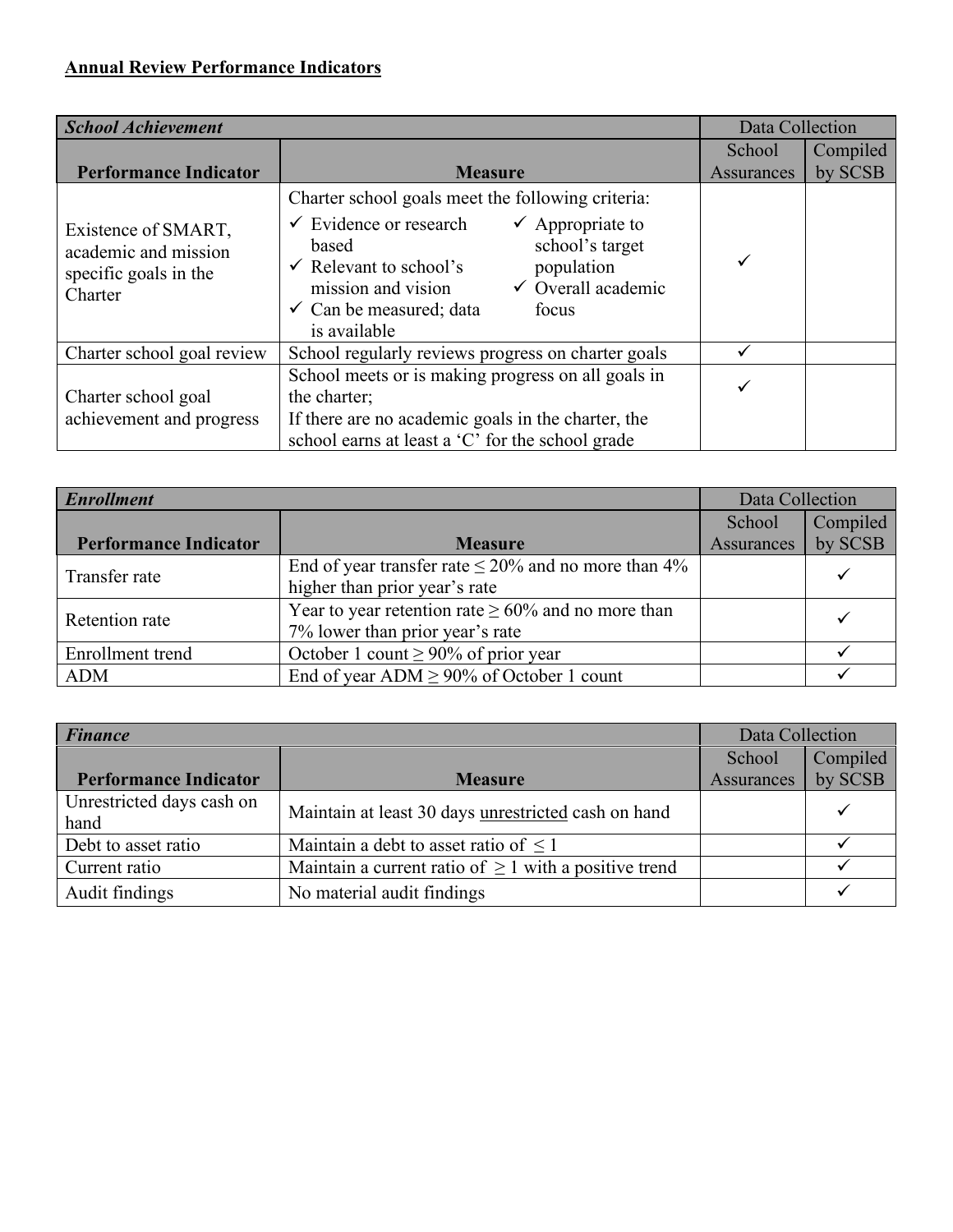## Annual Review Performance Indicators

| ***School Achievement*** | | Data Collection | |
|---|---|---|---|
| **Performance Indicator** | **Measure** | School Assurances | Compiled by SCSB |
| Existence of SMART, academic and mission specific goals in the Charter | Charter school goals meet the following criteria: ✓ Evidence or research based ✓ Relevant to school's mission and vision ✓ Can be measured; data is available ✓ Appropriate to school's target population ✓ Overall academic focus | ✓ | |
| Charter school goal review | School regularly reviews progress on charter goals | ✓ | |
| Charter school goal achievement and progress | School meets or is making progress on all goals in the charter; If there are no academic goals in the charter, the school earns at least a 'C' for the school grade | ✓ | |

| ***Enrollment*** | | Data Collection | |
|---|---|---|---|
| **Performance Indicator** | **Measure** | School Assurances | Compiled by SCSB |
| Transfer rate | End of year transfer rate ≤ 20% and no more than 4% higher than prior year's rate | | ✓ |
| Retention rate | Year to year retention rate ≥ 60% and no more than 7% lower than prior year's rate | | ✓ |
| Enrollment trend | October 1 count ≥ 90% of prior year | | ✓ |
| ADM | End of year ADM ≥ 90% of October 1 count | | ✓ |

| ***Finance*** | | Data Collection | |
|---|---|---|---|
| **Performance Indicator** | **Measure** | School Assurances | Compiled by SCSB |
| Unrestricted days cash on hand | Maintain at least 30 days unrestricted cash on hand | | ✓ |
| Debt to asset ratio | Maintain a debt to asset ratio of ≤ 1 | | ✓ |
| Current ratio | Maintain a current ratio of ≥ 1 with a positive trend | | ✓ |
| Audit findings | No material audit findings | | ✓ |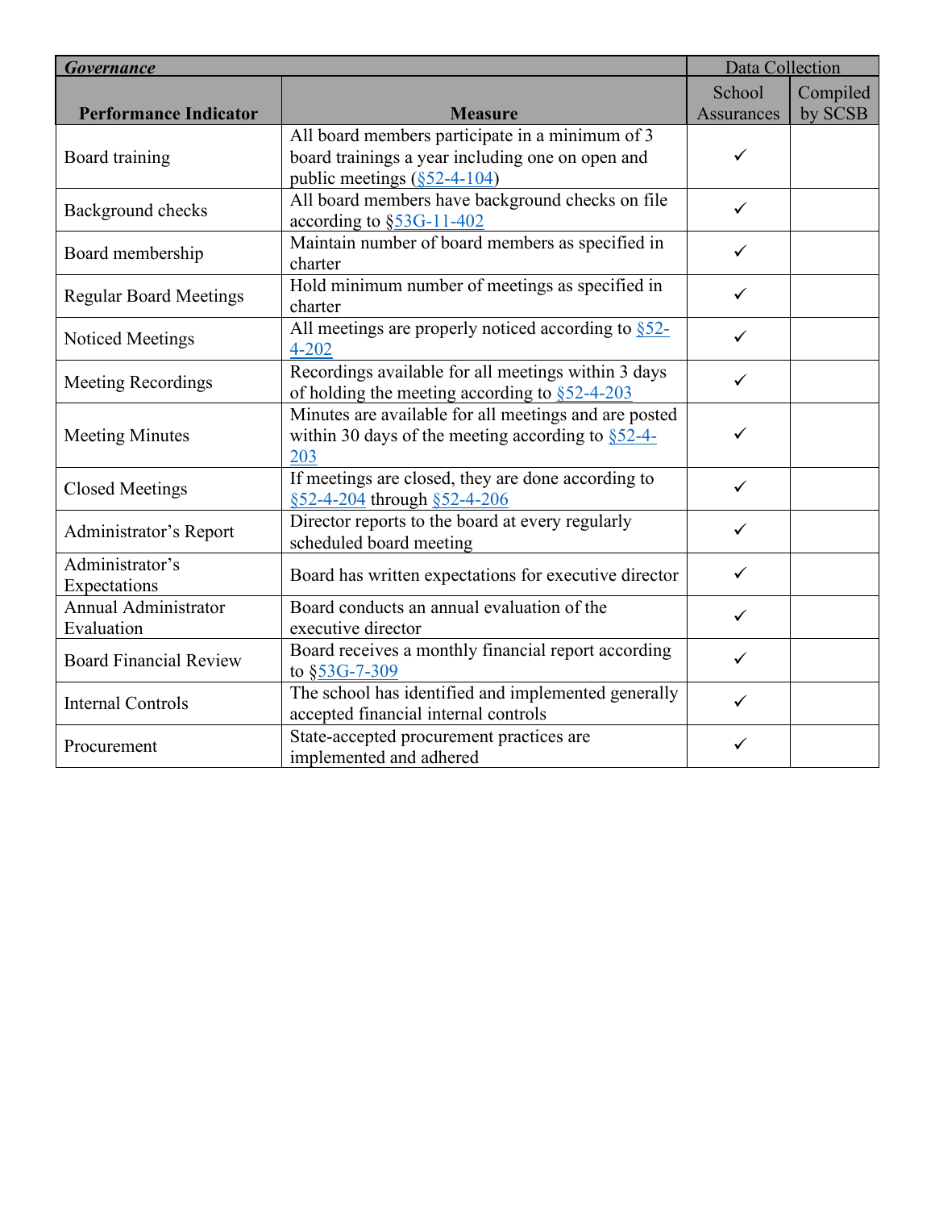| *Governance* | | Data Collection | |
|---|---|---|---|
| **Performance Indicator** | **Measure** | School Assurances | Compiled by SCSB |
| Board training | All board members participate in a minimum of 3 board trainings a year including one on open and public meetings (§52-4-104) | ✓ | |
| Background checks | All board members have background checks on file according to §53G-11-402 | ✓ | |
| Board membership | Maintain number of board members as specified in charter | ✓ | |
| Regular Board Meetings | Hold minimum number of meetings as specified in charter | ✓ | |
| Noticed Meetings | All meetings are properly noticed according to §52-4-202 | ✓ | |
| Meeting Recordings | Recordings available for all meetings within 3 days of holding the meeting according to §52-4-203 | ✓ | |
| Meeting Minutes | Minutes are available for all meetings and are posted within 30 days of the meeting according to §52-4-203 | ✓ | |
| Closed Meetings | If meetings are closed, they are done according to §52-4-204 through §52-4-206 | ✓ | |
| Administrator's Report | Director reports to the board at every regularly scheduled board meeting | ✓ | |
| Administrator's Expectations | Board has written expectations for executive director | ✓ | |
| Annual Administrator Evaluation | Board conducts an annual evaluation of the executive director | ✓ | |
| Board Financial Review | Board receives a monthly financial report according to §53G-7-309 | ✓ | |
| Internal Controls | The school has identified and implemented generally accepted financial internal controls | ✓ | |
| Procurement | State-accepted procurement practices are implemented and adhered | ✓ | |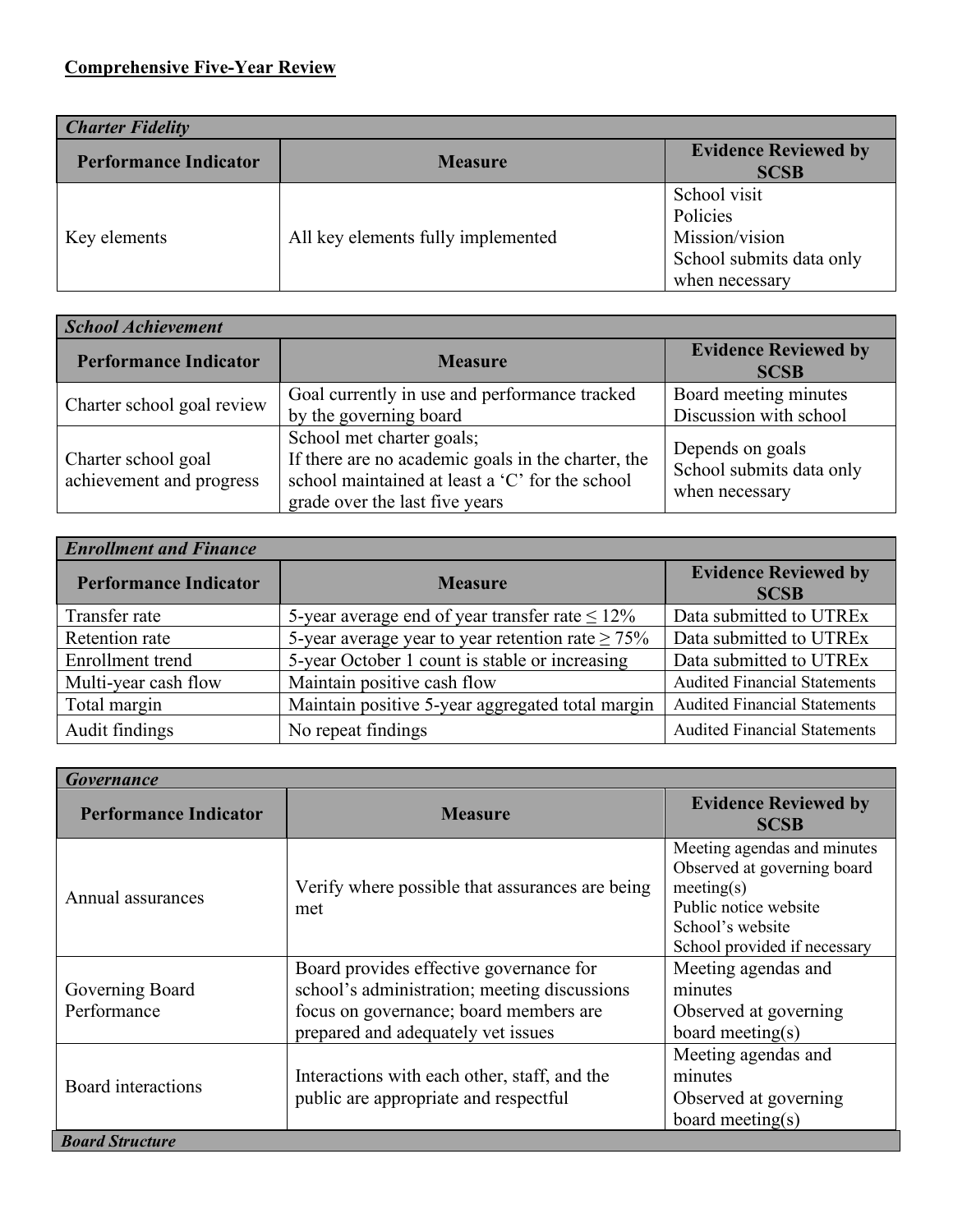**Comprehensive Five-Year Review**

| *Charter Fidelity* | | |
|---|---|---|
| **Performance Indicator** | **Measure** | **Evidence Reviewed by SCSB** |
| Key elements | All key elements fully implemented | School visit<br>Policies<br>Mission/vision<br>School submits data only when necessary |

| *School Achievement* | | |
|---|---|---|
| **Performance Indicator** | **Measure** | **Evidence Reviewed by SCSB** |
| Charter school goal review | Goal currently in use and performance tracked by the governing board | Board meeting minutes<br>Discussion with school |
| Charter school goal achievement and progress | School met charter goals;<br>If there are no academic goals in the charter, the school maintained at least a 'C' for the school grade over the last five years | Depends on goals<br>School submits data only when necessary |

| *Enrollment and Finance* | | |
|---|---|---|
| **Performance Indicator** | **Measure** | **Evidence Reviewed by SCSB** |
| Transfer rate | 5-year average end of year transfer rate ≤ 12% | Data submitted to UTREx |
| Retention rate | 5-year average year to year retention rate ≥ 75% | Data submitted to UTREx |
| Enrollment trend | 5-year October 1 count is stable or increasing | Data submitted to UTREx |
| Multi-year cash flow | Maintain positive cash flow | Audited Financial Statements |
| Total margin | Maintain positive 5-year aggregated total margin | Audited Financial Statements |
| Audit findings | No repeat findings | Audited Financial Statements |

| *Governance* | | |
|---|---|---|
| **Performance Indicator** | **Measure** | **Evidence Reviewed by SCSB** |
| Annual assurances | Verify where possible that assurances are being met | Meeting agendas and minutes<br>Observed at governing board meeting(s)<br>Public notice website<br>School's website<br>School provided if necessary |
| Governing Board Performance | Board provides effective governance for school's administration; meeting discussions focus on governance; board members are prepared and adequately vet issues | Meeting agendas and minutes<br>Observed at governing board meeting(s) |
| Board interactions | Interactions with each other, staff, and the public are appropriate and respectful | Meeting agendas and minutes<br>Observed at governing board meeting(s) |
| *Board Structure* | | |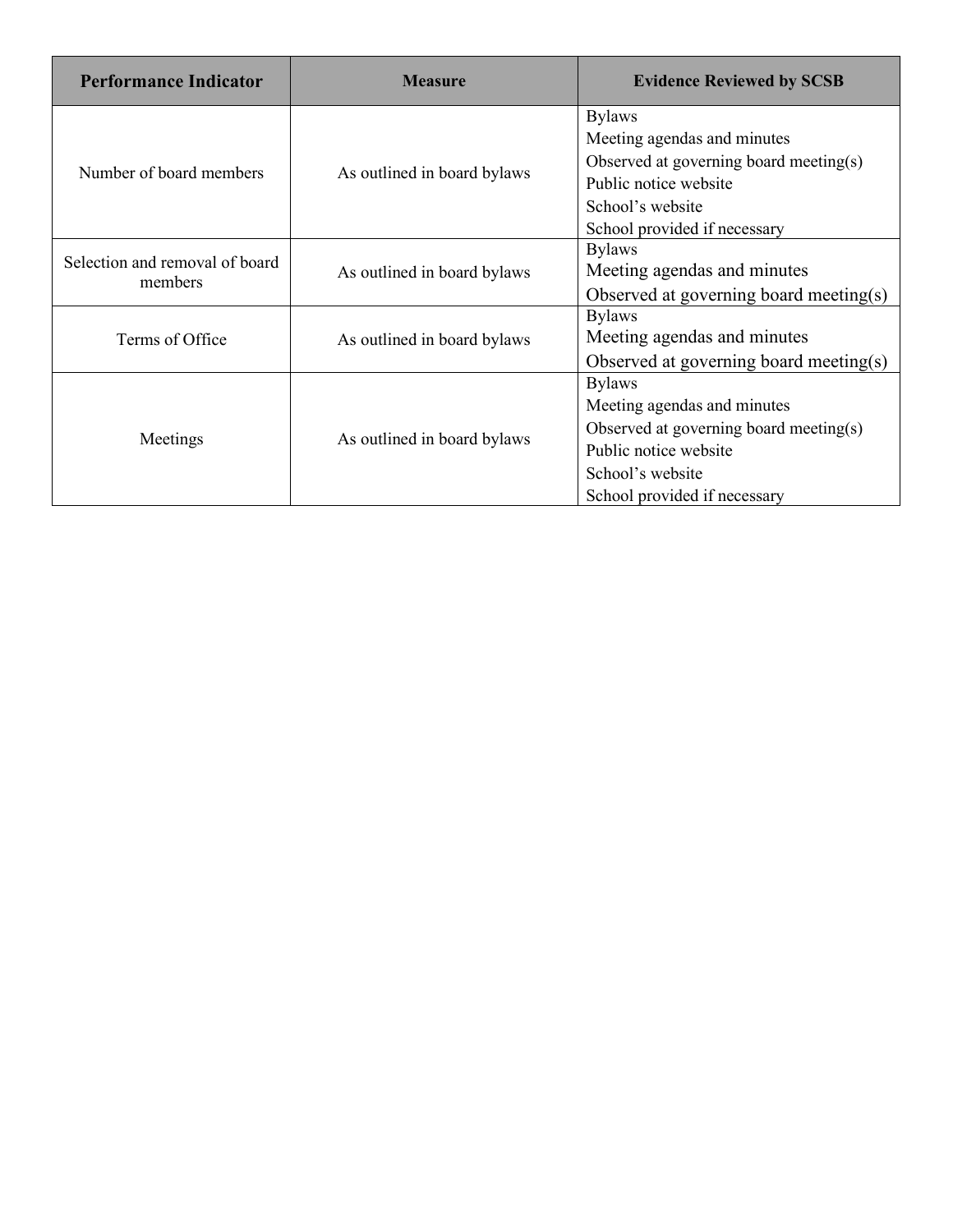| Performance Indicator | Measure | Evidence Reviewed by SCSB |
| --- | --- | --- |
| Number of board members | As outlined in board bylaws | Bylaws<br>Meeting agendas and minutes<br>Observed at governing board meeting(s)<br>Public notice website<br>School's website<br>School provided if necessary |
| Selection and removal of board members | As outlined in board bylaws | Bylaws<br>Meeting agendas and minutes<br>Observed at governing board meeting(s) |
| Terms of Office | As outlined in board bylaws | Bylaws<br>Meeting agendas and minutes<br>Observed at governing board meeting(s) |
| Meetings | As outlined in board bylaws | Bylaws<br>Meeting agendas and minutes<br>Observed at governing board meeting(s)<br>Public notice website<br>School's website<br>School provided if necessary |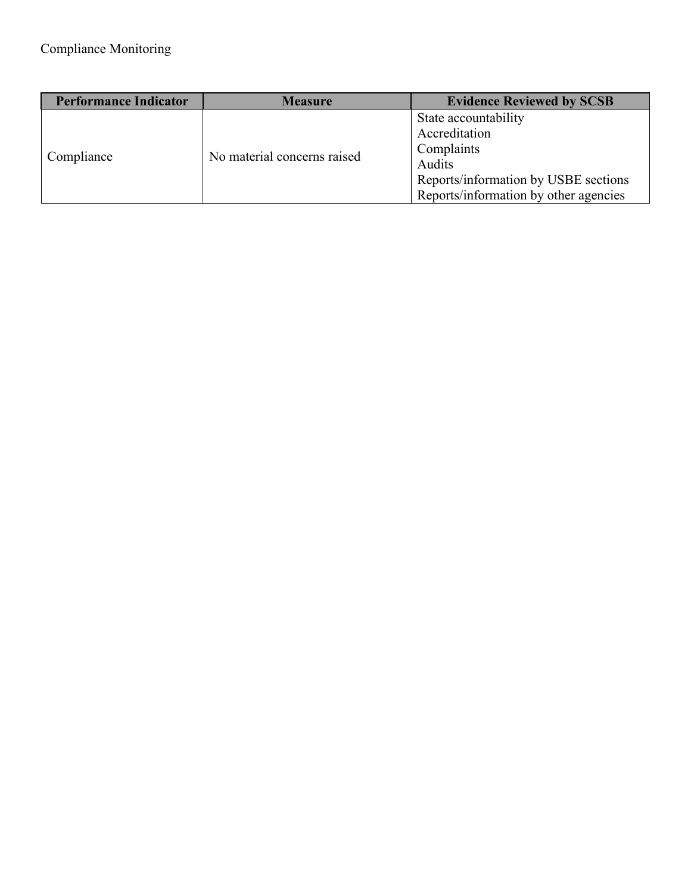Compliance Monitoring

| Performance Indicator | Measure | Evidence Reviewed by SCSB |
|---|---|---|
| Compliance | No material concerns raised | State accountability<br>Accreditation<br>Complaints<br>Audits<br>Reports/information by USBE sections<br>Reports/information by other agencies |